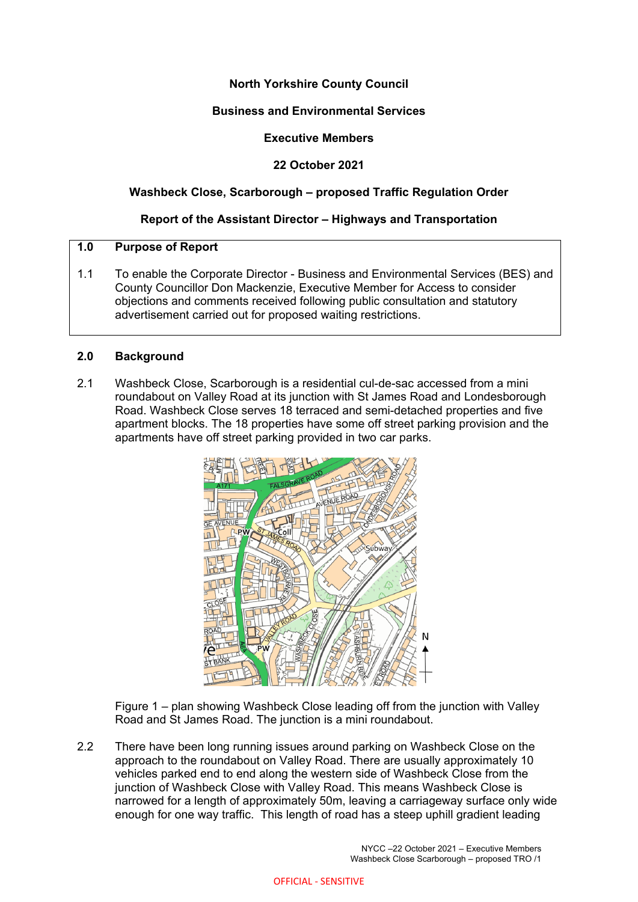**North Yorkshire County Council**

**Business and Environmental Services**

**Executive Members**

**22 October 2021**

**Washbeck Close, Scarborough – proposed Traffic Regulation Order**

**Report of the Assistant Director – Highways and Transportation**

## 1.0 Purpose of Report

1.1 To enable the Corporate Director - Business and Environmental Services (BES) and County Councillor Don Mackenzie, Executive Member for Access to consider objections and comments received following public consultation and statutory advertisement carried out for proposed waiting restrictions.

## 2.0 Background

2.1 Washbeck Close, Scarborough is a residential cul-de-sac accessed from a mini roundabout on Valley Road at its junction with St James Road and Londesborough Road. Washbeck Close serves 18 terraced and semi-detached properties and five apartment blocks. The 18 properties have some off street parking provision and the apartments have off street parking provided in two car parks.

Figure 1 – plan showing Washbeck Close leading off from the junction with Valley Road and St James Road. The junction is a mini roundabout.

2.2 There have been long running issues around parking on Washbeck Close on the approach to the roundabout on Valley Road. There are usually approximately 10 vehicles parked end to end along the western side of Washbeck Close from the junction of Washbeck Close with Valley Road. This means Washbeck Close is narrowed for a length of approximately 50m, leaving a carriageway surface only wide enough for one way traffic. This length of road has a steep uphill gradient leading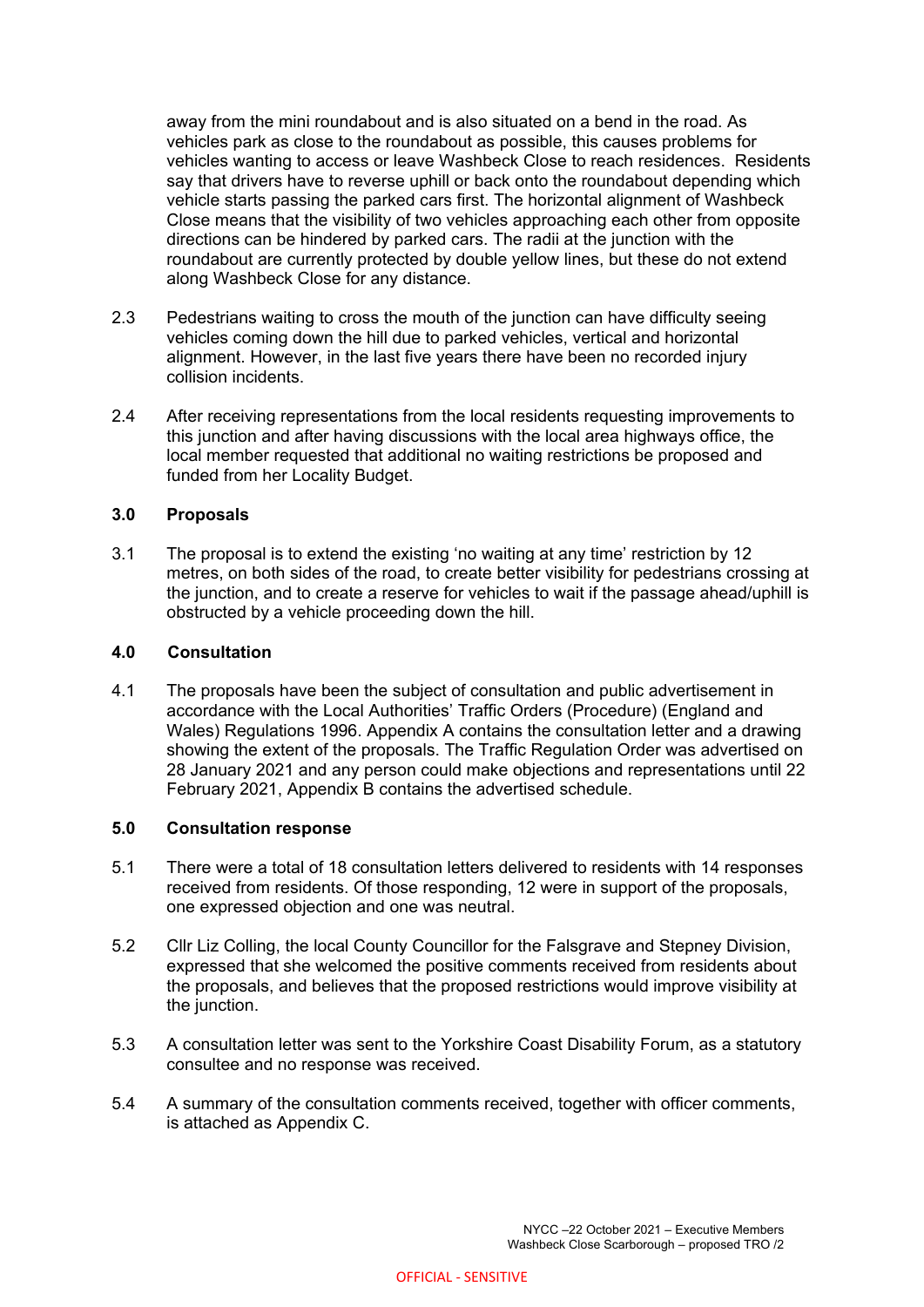away from the mini roundabout and is also situated on a bend in the road. As vehicles park as close to the roundabout as possible, this causes problems for vehicles wanting to access or leave Washbeck Close to reach residences. Residents say that drivers have to reverse uphill or back onto the roundabout depending which vehicle starts passing the parked cars first. The horizontal alignment of Washbeck Close means that the visibility of two vehicles approaching each other from opposite directions can be hindered by parked cars. The radii at the junction with the roundabout are currently protected by double yellow lines, but these do not extend along Washbeck Close for any distance.

2.3 Pedestrians waiting to cross the mouth of the junction can have difficulty seeing vehicles coming down the hill due to parked vehicles, vertical and horizontal alignment. However, in the last five years there have been no recorded injury collision incidents.

2.4 After receiving representations from the local residents requesting improvements to this junction and after having discussions with the local area highways office, the local member requested that additional no waiting restrictions be proposed and funded from her Locality Budget.

## 3.0 Proposals

3.1 The proposal is to extend the existing 'no waiting at any time' restriction by 12 metres, on both sides of the road, to create better visibility for pedestrians crossing at the junction, and to create a reserve for vehicles to wait if the passage ahead/uphill is obstructed by a vehicle proceeding down the hill.

## 4.0 Consultation

4.1 The proposals have been the subject of consultation and public advertisement in accordance with the Local Authorities' Traffic Orders (Procedure) (England and Wales) Regulations 1996. Appendix A contains the consultation letter and a drawing showing the extent of the proposals. The Traffic Regulation Order was advertised on 28 January 2021 and any person could make objections and representations until 22 February 2021, Appendix B contains the advertised schedule.

## 5.0 Consultation response

5.1 There were a total of 18 consultation letters delivered to residents with 14 responses received from residents. Of those responding, 12 were in support of the proposals, one expressed objection and one was neutral.

5.2 Cllr Liz Colling, the local County Councillor for the Falsgrave and Stepney Division, expressed that she welcomed the positive comments received from residents about the proposals, and believes that the proposed restrictions would improve visibility at the junction.

5.3 A consultation letter was sent to the Yorkshire Coast Disability Forum, as a statutory consultee and no response was received.

5.4 A summary of the consultation comments received, together with officer comments, is attached as Appendix C.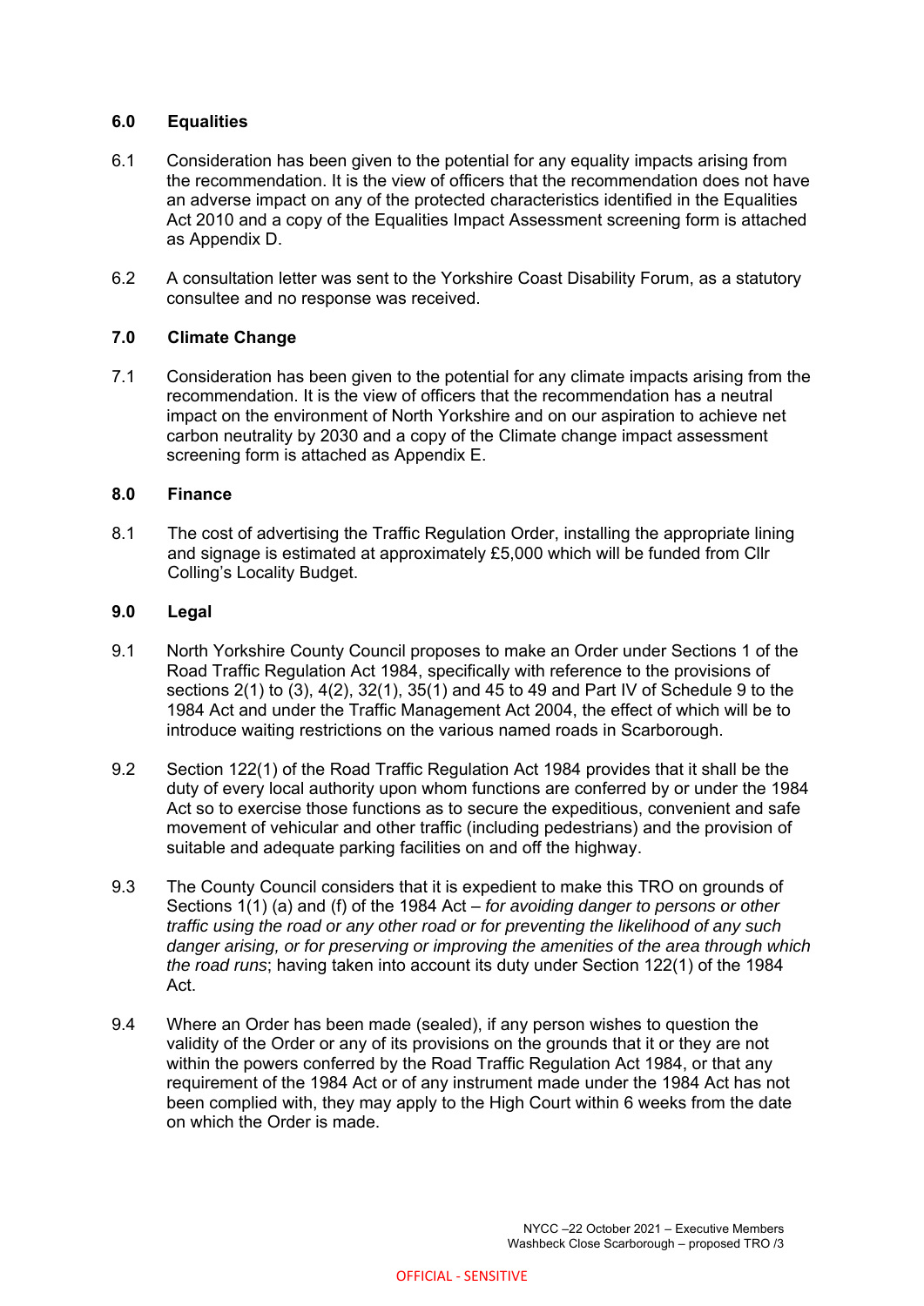## 6.0 Equalities

6.1 Consideration has been given to the potential for any equality impacts arising from the recommendation. It is the view of officers that the recommendation does not have an adverse impact on any of the protected characteristics identified in the Equalities Act 2010 and a copy of the Equalities Impact Assessment screening form is attached as Appendix D.

6.2 A consultation letter was sent to the Yorkshire Coast Disability Forum, as a statutory consultee and no response was received.

## 7.0 Climate Change

7.1 Consideration has been given to the potential for any climate impacts arising from the recommendation. It is the view of officers that the recommendation has a neutral impact on the environment of North Yorkshire and on our aspiration to achieve net carbon neutrality by 2030 and a copy of the Climate change impact assessment screening form is attached as Appendix E.

## 8.0 Finance

8.1 The cost of advertising the Traffic Regulation Order, installing the appropriate lining and signage is estimated at approximately £5,000 which will be funded from Cllr Colling's Locality Budget.

## 9.0 Legal

9.1 North Yorkshire County Council proposes to make an Order under Sections 1 of the Road Traffic Regulation Act 1984, specifically with reference to the provisions of sections 2(1) to (3), 4(2), 32(1), 35(1) and 45 to 49 and Part IV of Schedule 9 to the 1984 Act and under the Traffic Management Act 2004, the effect of which will be to introduce waiting restrictions on the various named roads in Scarborough.

9.2 Section 122(1) of the Road Traffic Regulation Act 1984 provides that it shall be the duty of every local authority upon whom functions are conferred by or under the 1984 Act so to exercise those functions as to secure the expeditious, convenient and safe movement of vehicular and other traffic (including pedestrians) and the provision of suitable and adequate parking facilities on and off the highway.

9.3 The County Council considers that it is expedient to make this TRO on grounds of Sections 1(1) (a) and (f) of the 1984 Act – *for avoiding danger to persons or other traffic using the road or any other road or for preventing the likelihood of any such danger arising, or for preserving or improving the amenities of the area through which the road runs*; having taken into account its duty under Section 122(1) of the 1984 Act.

9.4 Where an Order has been made (sealed), if any person wishes to question the validity of the Order or any of its provisions on the grounds that it or they are not within the powers conferred by the Road Traffic Regulation Act 1984, or that any requirement of the 1984 Act or of any instrument made under the 1984 Act has not been complied with, they may apply to the High Court within 6 weeks from the date on which the Order is made.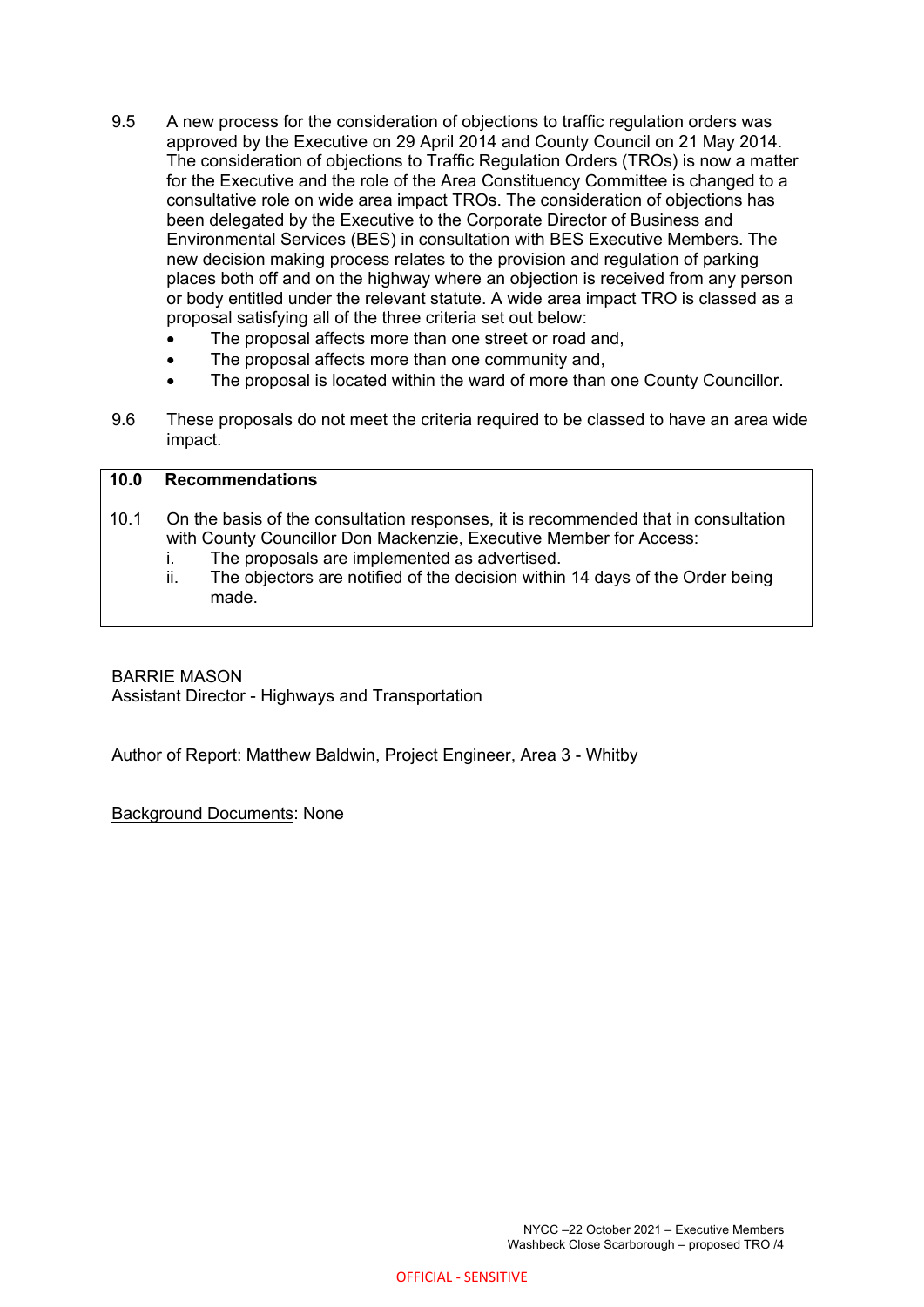9.5 A new process for the consideration of objections to traffic regulation orders was approved by the Executive on 29 April 2014 and County Council on 21 May 2014. The consideration of objections to Traffic Regulation Orders (TROs) is now a matter for the Executive and the role of the Area Constituency Committee is changed to a consultative role on wide area impact TROs. The consideration of objections has been delegated by the Executive to the Corporate Director of Business and Environmental Services (BES) in consultation with BES Executive Members. The new decision making process relates to the provision and regulation of parking places both off and on the highway where an objection is received from any person or body entitled under the relevant statute. A wide area impact TRO is classed as a proposal satisfying all of the three criteria set out below:

- The proposal affects more than one street or road and,
- The proposal affects more than one community and,
- The proposal is located within the ward of more than one County Councillor.

9.6 These proposals do not meet the criteria required to be classed to have an area wide impact.

## 10.0 Recommendations

10.1 On the basis of the consultation responses, it is recommended that in consultation with County Councillor Don Mackenzie, Executive Member for Access:

i. The proposals are implemented as advertised.

ii. The objectors are notified of the decision within 14 days of the Order being made.

BARRIE MASON
Assistant Director - Highways and Transportation

Author of Report: Matthew Baldwin, Project Engineer, Area 3 - Whitby

Background Documents: None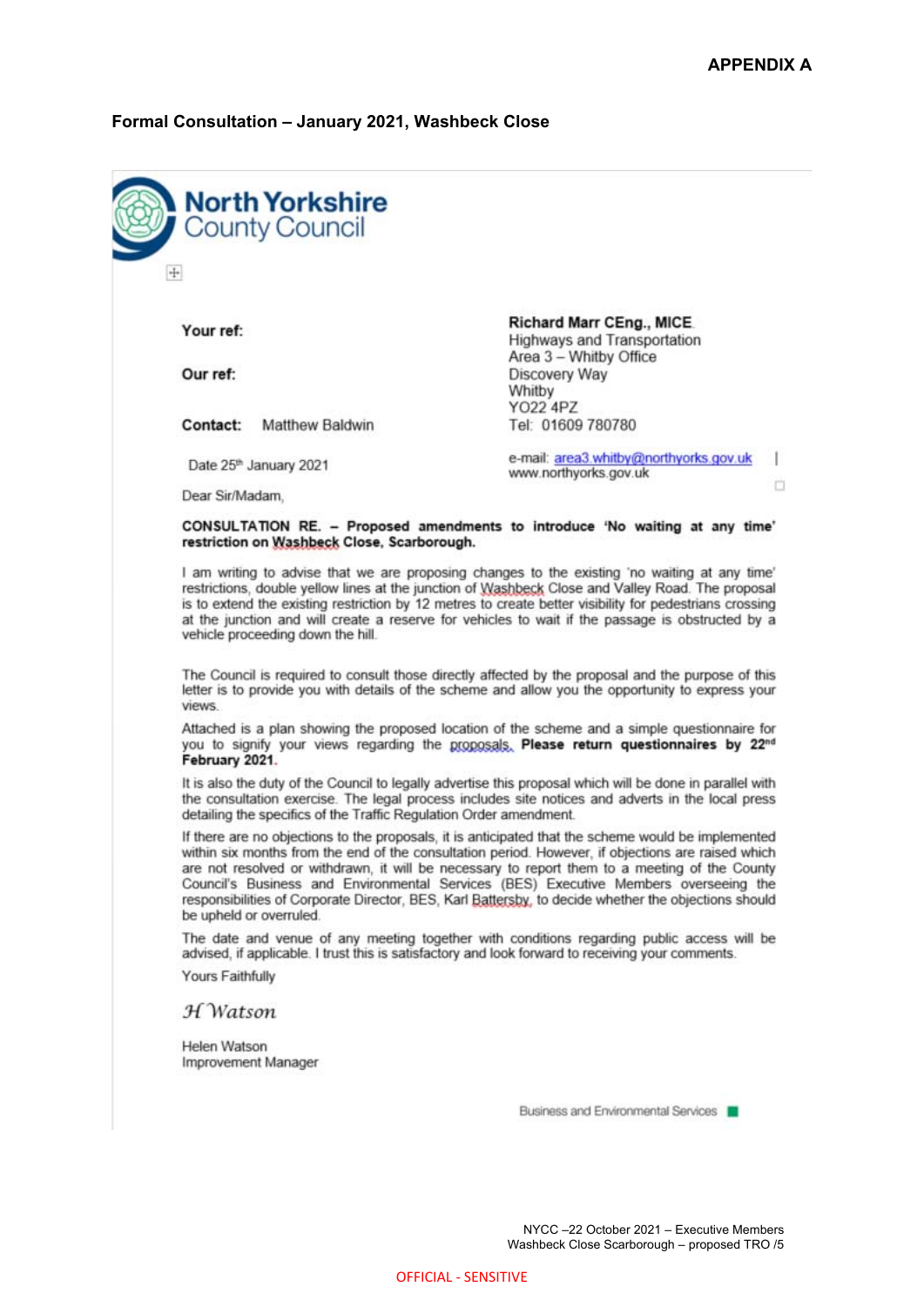**APPENDIX A**

**Formal Consultation – January 2021, Washbeck Close**

North Yorkshire County Council

**Your ref:**

**Our ref:**

**Contact:** Matthew Baldwin

**Richard Marr CEng., MICE**
Highways and Transportation
Area 3 – Whitby Office
Discovery Way
Whitby
YO22 4PZ
Tel: 01609 780780

Date 25th January 2021

e-mail: area3.whitby@northyorks.gov.uk
www.northyorks.gov.uk

Dear Sir/Madam,

**CONSULTATION RE. – Proposed amendments to introduce 'No waiting at any time' restriction on Washbeck Close, Scarborough.**

I am writing to advise that we are proposing changes to the existing 'no waiting at any time' restrictions, double yellow lines at the junction of Washbeck Close and Valley Road. The proposal is to extend the existing restriction by 12 metres to create better visibility for pedestrians crossing at the junction and will create a reserve for vehicles to wait if the passage is obstructed by a vehicle proceeding down the hill.

The Council is required to consult those directly affected by the proposal and the purpose of this letter is to provide you with details of the scheme and allow you the opportunity to express your views.

Attached is a plan showing the proposed location of the scheme and a simple questionnaire for you to signify your views regarding the proposals. **Please return questionnaires by 22nd February 2021.**

It is also the duty of the Council to legally advertise this proposal which will be done in parallel with the consultation exercise. The legal process includes site notices and adverts in the local press detailing the specifics of the Traffic Regulation Order amendment.

If there are no objections to the proposals, it is anticipated that the scheme would be implemented within six months from the end of the consultation period. However, if objections are raised which are not resolved or withdrawn, it will be necessary to report them to a meeting of the County Council's Business and Environmental Services (BES) Executive Members overseeing the responsibilities of Corporate Director, BES, Karl Battersby, to decide whether the objections should be upheld or overruled.

The date and venue of any meeting together with conditions regarding public access will be advised, if applicable. I trust this is satisfactory and look forward to receiving your comments.

Yours Faithfully

*H Watson*

Helen Watson
Improvement Manager

Business and Environmental Services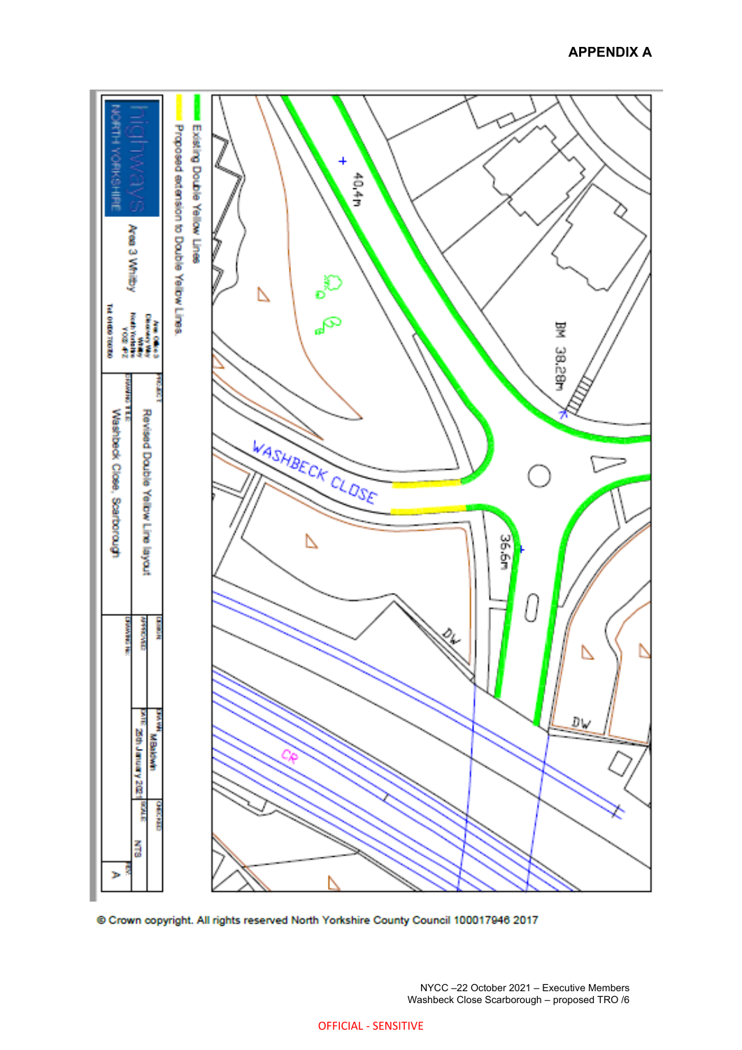## APPENDIX A

Existing Double Yellow Lines

Proposed extension to Double Yellow Lines

highways NORTH YORKSHIRE

Area 3 Whitby

Area Office 3, Discovery Way, Whitby, North Yorkshire, YO22 4PZ

Tel 01609 780780

| PROJECT | Revised Double Yellow Line layout | DESIGN | | DRAWN | MBaldwin | CHECKED | |
|---|---|---|---|---|---|---|---|
| DRAWING TITLE | Washbeck Close, Scarborough | APPROVED | | DATE | 28th January 2021 | SCALE | NTS |
| | | DRAWING No. | | | | REV | A |

40.4m

BM 38.28m

WASHBECK CLOSE

36.6m

DW

DW

CR

© Crown copyright. All rights reserved North Yorkshire County Council 100017946 2017

NYCC –22 October 2021 – Executive Members
Washbeck Close Scarborough – proposed TRO /6

OFFICIAL - SENSITIVE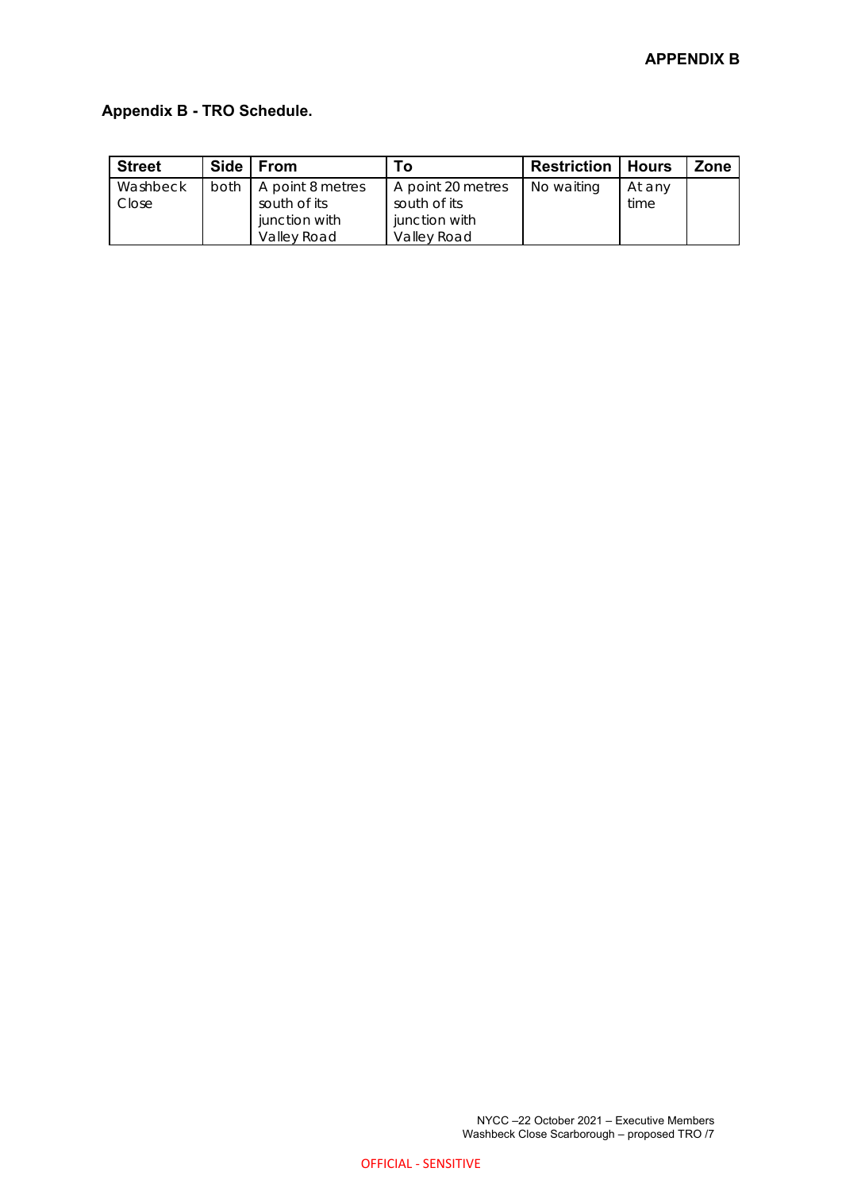**APPENDIX B**

**Appendix B - TRO Schedule.**

| Street | Side | From | To | Restriction | Hours | Zone |
|---|---|---|---|---|---|---|
| Washbeck Close | both | A point 8 metres south of its junction with Valley Road | A point 20 metres south of its junction with Valley Road | No waiting | At any time | |

NYCC –22 October 2021 – Executive Members
Washbeck Close Scarborough – proposed TRO /7

OFFICIAL - SENSITIVE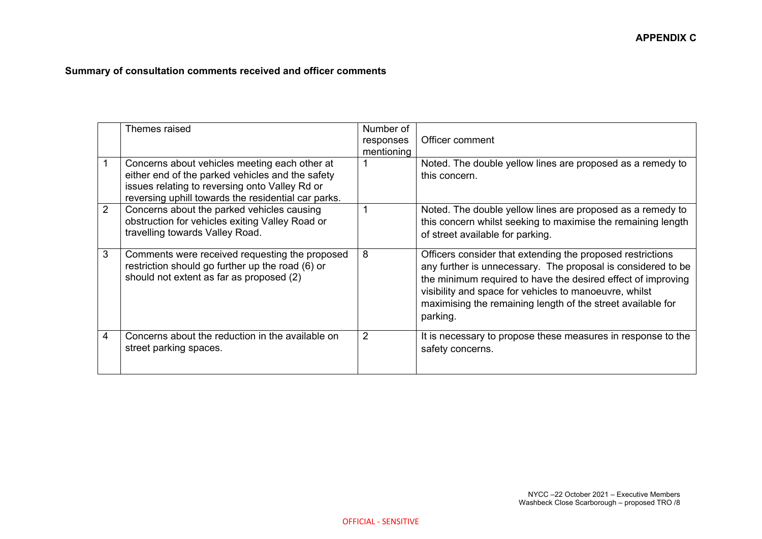**APPENDIX C**

**Summary of consultation comments received and officer comments**

| | Themes raised | Number of responses mentioning | Officer comment |
|---|---|---|---|
| 1 | Concerns about vehicles meeting each other at either end of the parked vehicles and the safety issues relating to reversing onto Valley Rd or reversing uphill towards the residential car parks. | 1 | Noted. The double yellow lines are proposed as a remedy to this concern. |
| 2 | Concerns about the parked vehicles causing obstruction for vehicles exiting Valley Road or travelling towards Valley Road. | 1 | Noted. The double yellow lines are proposed as a remedy to this concern whilst seeking to maximise the remaining length of street available for parking. |
| 3 | Comments were received requesting the proposed restriction should go further up the road (6) or should not extent as far as proposed (2) | 8 | Officers consider that extending the proposed restrictions any further is unnecessary. The proposal is considered to be the minimum required to have the desired effect of improving visibility and space for vehicles to manoeuvre, whilst maximising the remaining length of the street available for parking. |
| 4 | Concerns about the reduction in the available on street parking spaces. | 2 | It is necessary to propose these measures in response to the safety concerns. |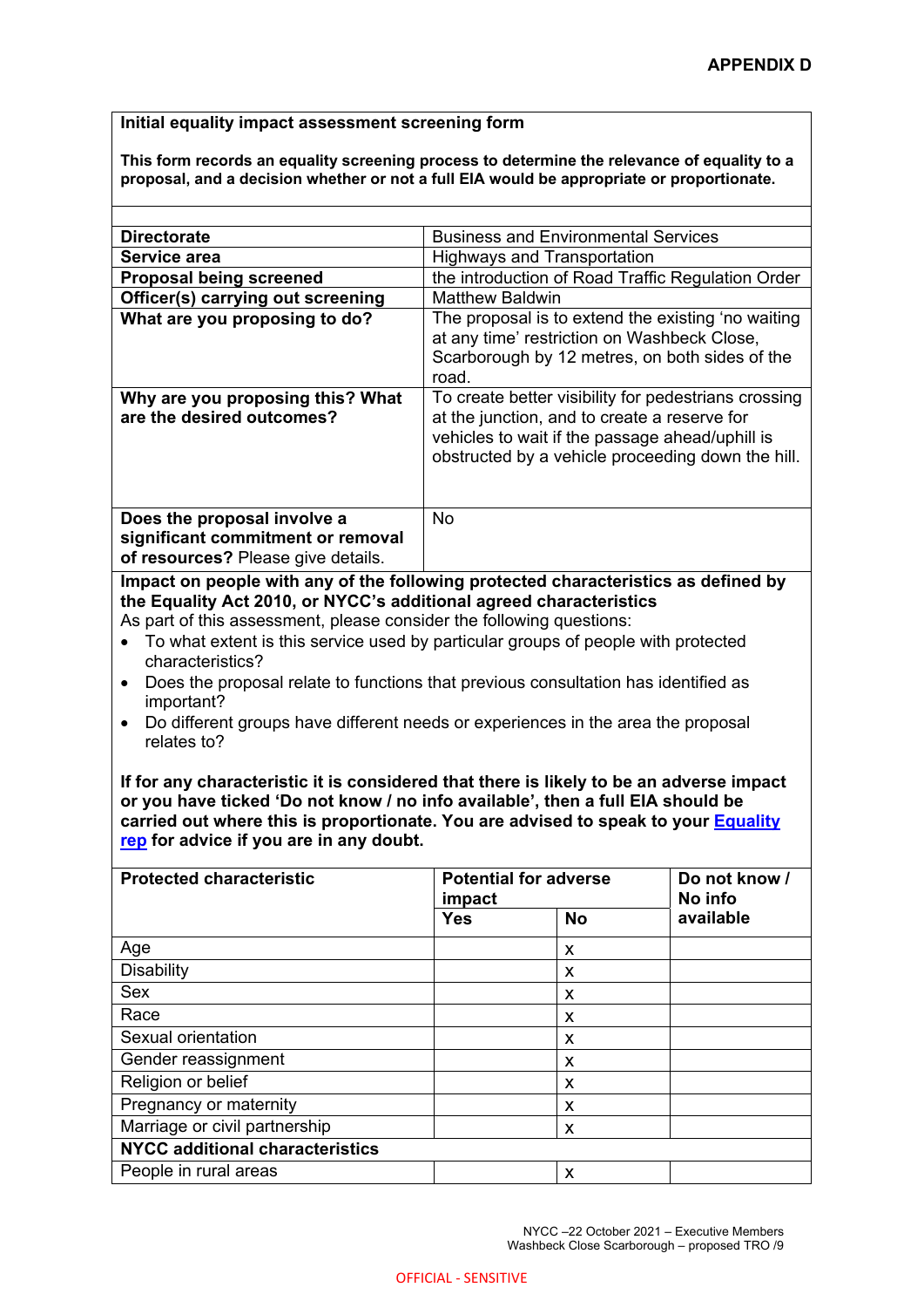**APPENDIX D**

**Initial equality impact assessment screening form**

**This form records an equality screening process to determine the relevance of equality to a proposal, and a decision whether or not a full EIA would be appropriate or proportionate.**

| | |
|---|---|
| **Directorate** | Business and Environmental Services |
| **Service area** | Highways and Transportation |
| **Proposal being screened** | the introduction of Road Traffic Regulation Order |
| **Officer(s) carrying out screening** | Matthew Baldwin |
| **What are you proposing to do?** | The proposal is to extend the existing 'no waiting at any time' restriction on Washbeck Close, Scarborough by 12 metres, on both sides of the road. |
| **Why are you proposing this? What are the desired outcomes?** | To create better visibility for pedestrians crossing at the junction, and to create a reserve for vehicles to wait if the passage ahead/uphill is obstructed by a vehicle proceeding down the hill. |
| **Does the proposal involve a significant commitment or removal of resources?** Please give details. | No |

**Impact on people with any of the following protected characteristics as defined by the Equality Act 2010, or NYCC's additional agreed characteristics**

As part of this assessment, please consider the following questions:

- To what extent is this service used by particular groups of people with protected characteristics?
- Does the proposal relate to functions that previous consultation has identified as important?
- Do different groups have different needs or experiences in the area the proposal relates to?

**If for any characteristic it is considered that there is likely to be an adverse impact or you have ticked 'Do not know / no info available', then a full EIA should be carried out where this is proportionate. You are advised to speak to your [Equality rep] for advice if you are in any doubt.**

| **Protected characteristic** | **Potential for adverse impact** | | **Do not know / No info available** |
|---|---|---|---|
| | **Yes** | **No** | |
| Age | | x | |
| Disability | | x | |
| Sex | | x | |
| Race | | x | |
| Sexual orientation | | x | |
| Gender reassignment | | x | |
| Religion or belief | | x | |
| Pregnancy or maternity | | x | |
| Marriage or civil partnership | | x | |
| **NYCC additional characteristics** | | | |
| People in rural areas | | x | |

NYCC –22 October 2021 – Executive Members
Washbeck Close Scarborough – proposed TRO /9

OFFICIAL - SENSITIVE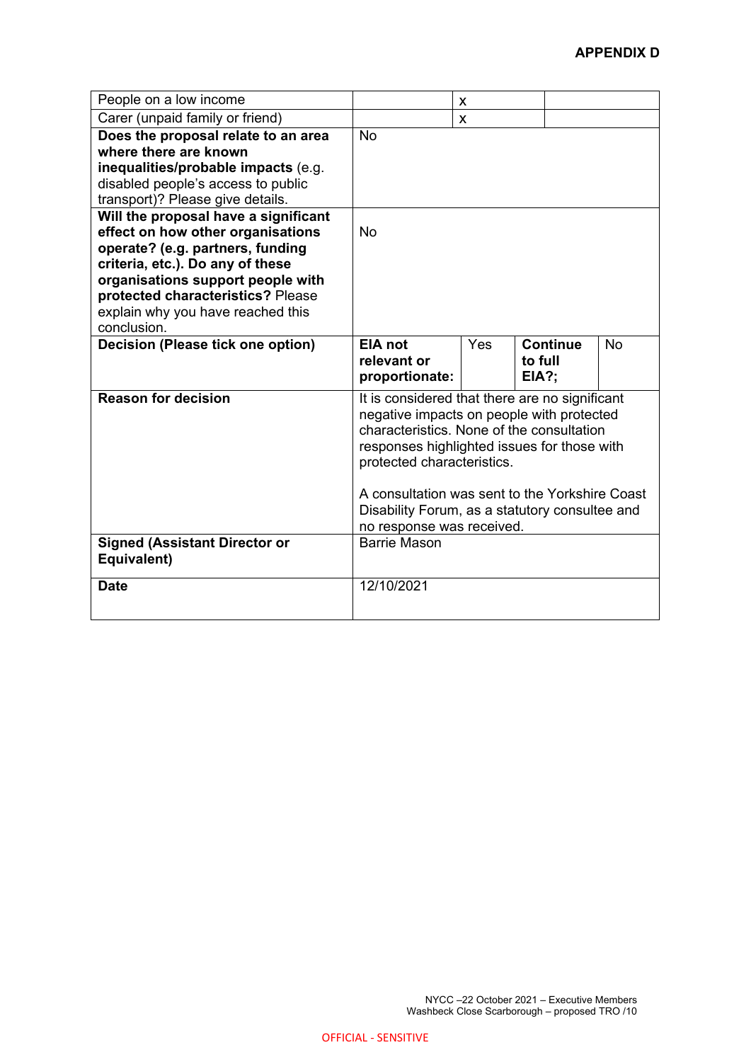**APPENDIX D**

| | | | | |
|---|---|---|---|---|
| People on a low income | | x | | |
| Carer (unpaid family or friend) | | x | | |
| **Does the proposal relate to an area where there are known inequalities/probable impacts** (e.g. disabled people's access to public transport)? Please give details. | No | | | |
| **Will the proposal have a significant effect on how other organisations operate? (e.g. partners, funding criteria, etc.). Do any of these organisations support people with protected characteristics?** Please explain why you have reached this conclusion. | No | | | |
| **Decision (Please tick one option)** | **EIA not relevant or proportionate:** | Yes | **Continue to full EIA?;** | No |
| **Reason for decision** | It is considered that there are no significant negative impacts on people with protected characteristics. None of the consultation responses highlighted issues for those with protected characteristics.<br><br>A consultation was sent to the Yorkshire Coast Disability Forum, as a statutory consultee and no response was received. | | | |
| **Signed (Assistant Director or Equivalent)** | Barrie Mason | | | |
| **Date** | 12/10/2021 | | | |

NYCC –22 October 2021 – Executive Members
Washbeck Close Scarborough – proposed TRO /10

OFFICIAL - SENSITIVE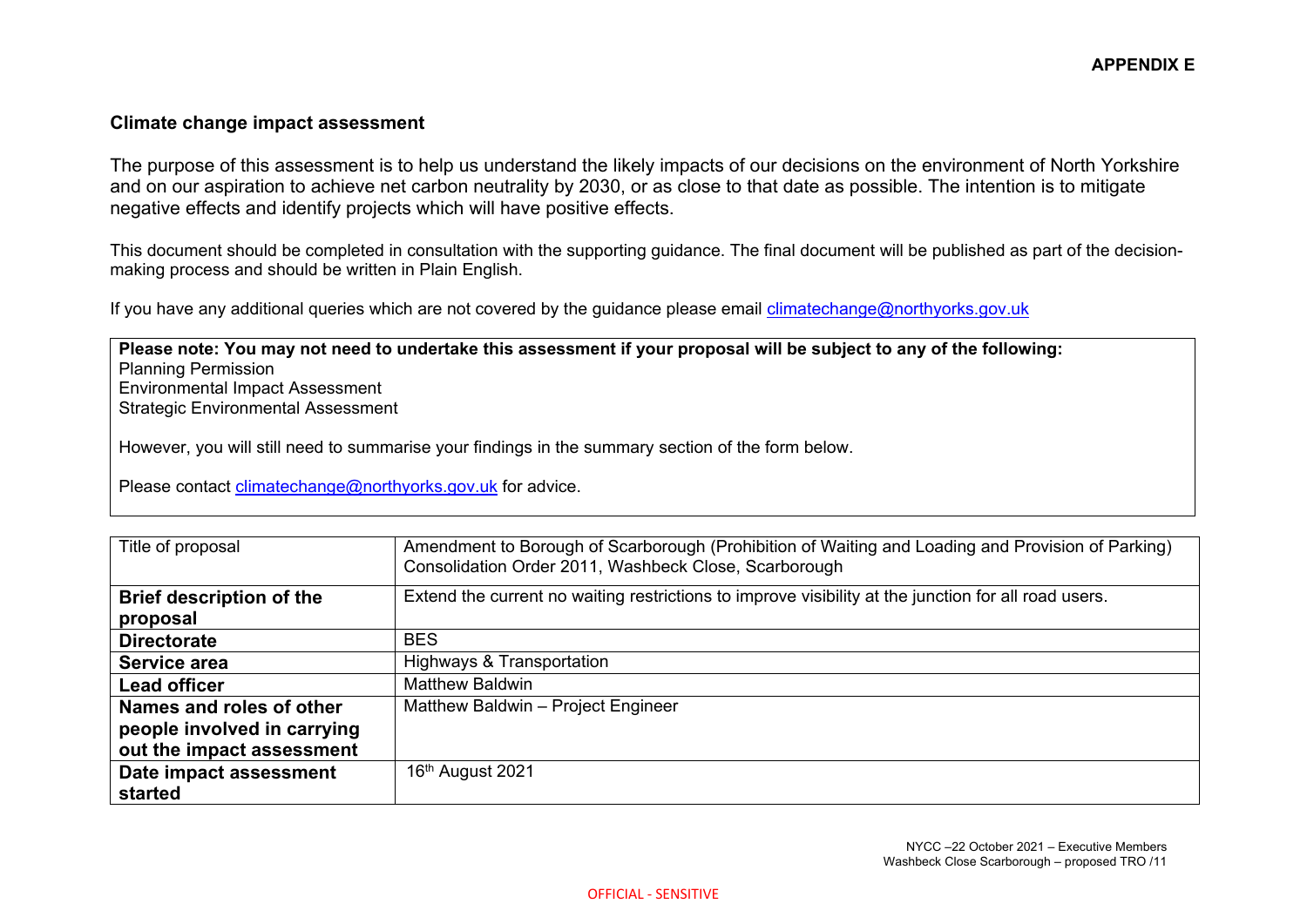**APPENDIX E**

## Climate change impact assessment

The purpose of this assessment is to help us understand the likely impacts of our decisions on the environment of North Yorkshire and on our aspiration to achieve net carbon neutrality by 2030, or as close to that date as possible. The intention is to mitigate negative effects and identify projects which will have positive effects.

This document should be completed in consultation with the supporting guidance. The final document will be published as part of the decision-making process and should be written in Plain English.

If you have any additional queries which are not covered by the guidance please email climatechange@northyorks.gov.uk

**Please note: You may not need to undertake this assessment if your proposal will be subject to any of the following:**
Planning Permission
Environmental Impact Assessment
Strategic Environmental Assessment

However, you will still need to summarise your findings in the summary section of the form below.

Please contact climatechange@northyorks.gov.uk for advice.

| Title of proposal | Amendment to Borough of Scarborough (Prohibition of Waiting and Loading and Provision of Parking) Consolidation Order 2011, Washbeck Close, Scarborough |
|---|---|
| **Brief description of the proposal** | Extend the current no waiting restrictions to improve visibility at the junction for all road users. |
| **Directorate** | BES |
| **Service area** | Highways & Transportation |
| **Lead officer** | Matthew Baldwin |
| **Names and roles of other people involved in carrying out the impact assessment** | Matthew Baldwin – Project Engineer |
| **Date impact assessment started** | 16th August 2021 |

OFFICIAL - SENSITIVE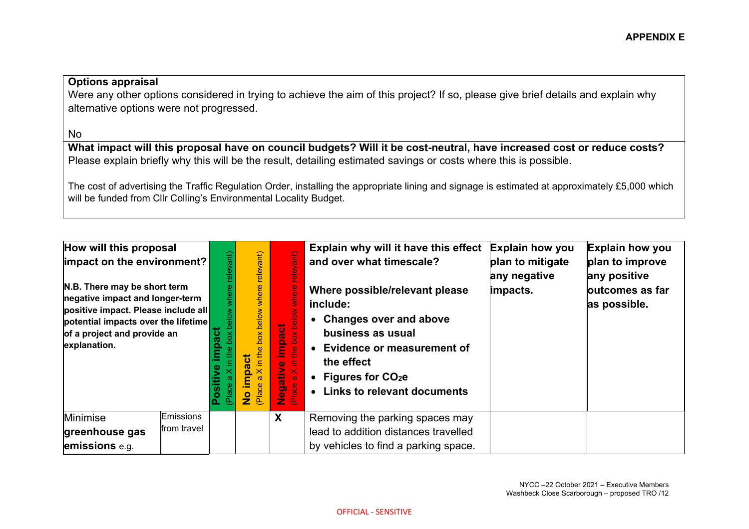**APPENDIX E**

| **Options appraisal** |
|---|
| Were any other options considered in trying to achieve the aim of this project? If so, please give brief details and explain why alternative options were not progressed.<br><br>No |
| **What impact will this proposal have on council budgets? Will it be cost-neutral, have increased cost or reduce costs?** Please explain briefly why this will be the result, detailing estimated savings or costs where this is possible.<br><br>The cost of advertising the Traffic Regulation Order, installing the appropriate lining and signage is estimated at approximately £5,000 which will be funded from Cllr Colling's Environmental Locality Budget. |

| **How will this proposal impact on the environment?**<br><br>**N.B. There may be short term negative impact and longer-term positive impact. Please include all potential impacts over the lifetime of a project and provide an explanation.** | | **Positive impact** (Place a X in the box below where relevant) | **No impact** (Place a X in the box below where relevant) | **Negative impact** (Place a X in the box below where relevant) | **Explain why will it have this effect and over what timescale?**<br><br>**Where possible/relevant please include:**<br>• **Changes over and above business as usual**<br>• **Evidence or measurement of the effect**<br>• **Figures for $CO_2e$**<br>• **Links to relevant documents** | **Explain how you plan to mitigate any negative impacts.** | **Explain how you plan to improve any positive outcomes as far as possible.** |
|---|---|---|---|---|---|---|---|
| Minimise **greenhouse gas emissions** e.g. | Emissions from travel | | | **X** | Removing the parking spaces may lead to addition distances travelled by vehicles to find a parking space. | | |

NYCC –22 October 2021 – Executive Members
Washbeck Close Scarborough – proposed TRO /12

OFFICIAL - SENSITIVE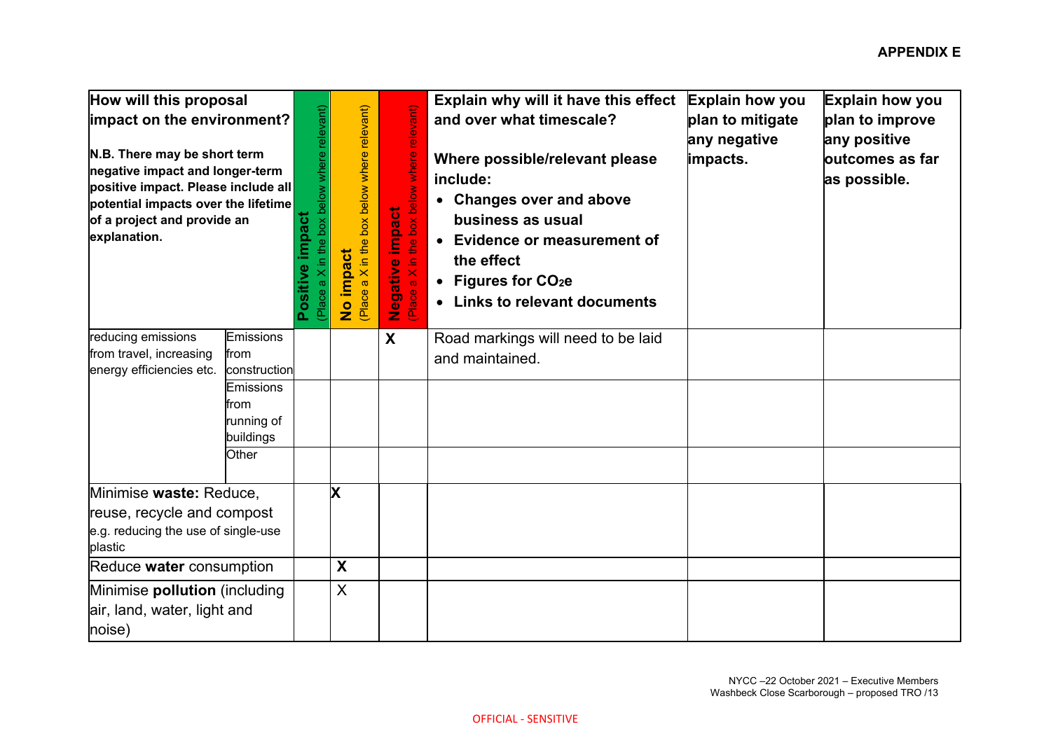**APPENDIX E**

| How will this proposal impact on the environment?<br><br>**N.B. There may be short term negative impact and longer-term positive impact. Please include all potential impacts over the lifetime of a project and provide an explanation.** | | **Positive impact** (Place a X in the box below where relevant) | **No impact** (Place a X in the box below where relevant) | **Negative impact** (Place a X in the box below where relevant) | **Explain why will it have this effect and over what timescale?**<br><br>**Where possible/relevant please include:**<br>• **Changes over and above business as usual**<br>• **Evidence or measurement of the effect**<br>• **Figures for $CO_2e$**<br>• **Links to relevant documents** | **Explain how you plan to mitigate any negative impacts.** | **Explain how you plan to improve any positive outcomes as far as possible.** |
|---|---|---|---|---|---|---|---|
| reducing emissions from travel, increasing energy efficiencies etc. | Emissions from construction | | | **X** | Road markings will need to be laid and maintained. | | |
| | Emissions from running of buildings | | | | | | |
| | Other | | | | | | |
| Minimise **waste:** Reduce, reuse, recycle and compost e.g. reducing the use of single-use plastic | | | **X** | | | | |
| Reduce **water** consumption | | | **X** | | | | |
| Minimise **pollution** (including air, land, water, light and noise) | | | X | | | | |

NYCC –22 October 2021 – Executive Members
Washbeck Close Scarborough – proposed TRO /13

OFFICIAL - SENSITIVE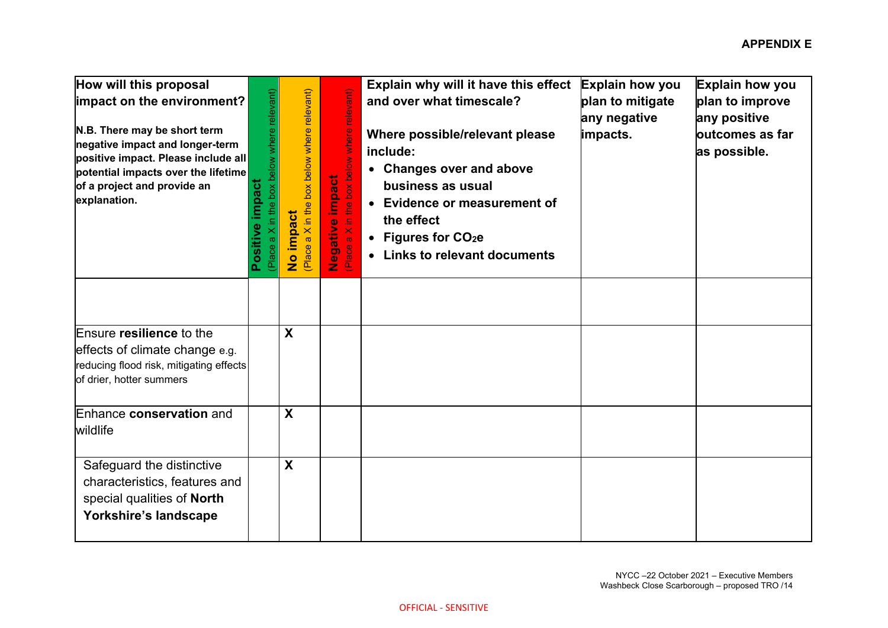**APPENDIX E**

| How will this proposal impact on the environment?<br><br>**N.B. There may be short term negative impact and longer-term positive impact. Please include all potential impacts over the lifetime of a project and provide an explanation.** | **Positive impact** (Place a X in the box below where relevant) | **No impact** (Place a X in the box below where relevant) | **Negative impact** (Place a X in the box below where relevant) | **Explain why will it have this effect and over what timescale?**<br><br>**Where possible/relevant please include:**<br>• **Changes over and above business as usual**<br>• **Evidence or measurement of the effect**<br>• **Figures for $CO_2e$**<br>• **Links to relevant documents** | **Explain how you plan to mitigate any negative impacts.** | **Explain how you plan to improve any positive outcomes as far as possible.** |
|---|---|---|---|---|---|---|
| | | | | | | |
| Ensure **resilience** to the effects of climate change e.g. reducing flood risk, mitigating effects of drier, hotter summers | | X | | | | |
| Enhance **conservation** and wildlife | | X | | | | |
| Safeguard the distinctive characteristics, features and special qualities of **North Yorkshire's landscape** | | X | | | | |

NYCC –22 October 2021 – Executive Members
Washbeck Close Scarborough – proposed TRO /14

OFFICIAL - SENSITIVE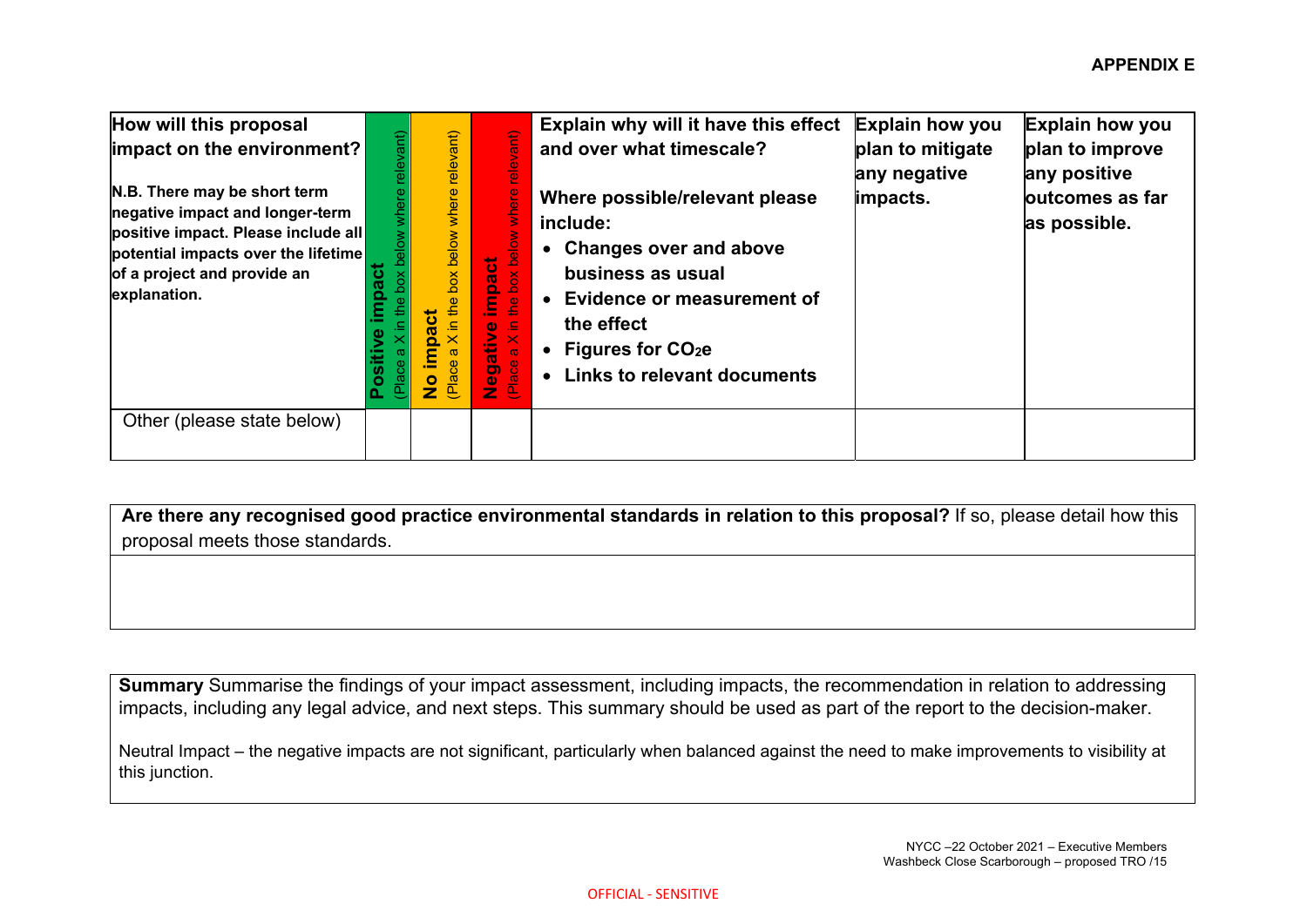**APPENDIX E**

| How will this proposal impact on the environment?<br><br>N.B. There may be short term negative impact and longer-term positive impact. Please include all potential impacts over the lifetime of a project and provide an explanation. | Positive impact (Place a X in the box below where relevant) | No impact (Place a X in the box below where relevant) | Negative impact (Place a X in the box below where relevant) | Explain why will it have this effect and over what timescale?<br><br>Where possible/relevant please include:<br>• Changes over and above business as usual<br>• Evidence or measurement of the effect<br>• Figures for $CO_2e$<br>• Links to relevant documents | Explain how you plan to mitigate any negative impacts. | Explain how you plan to improve any positive outcomes as far as possible. |
|---|---|---|---|---|---|---|
| Other (please state below) | | | | | | |

| **Are there any recognised good practice environmental standards in relation to this proposal?** If so, please detail how this proposal meets those standards. |
|---|
| |

| **Summary** Summarise the findings of your impact assessment, including impacts, the recommendation in relation to addressing impacts, including any legal advice, and next steps. This summary should be used as part of the report to the decision-maker.<br><br>Neutral Impact – the negative impacts are not significant, particularly when balanced against the need to make improvements to visibility at this junction. |
|---|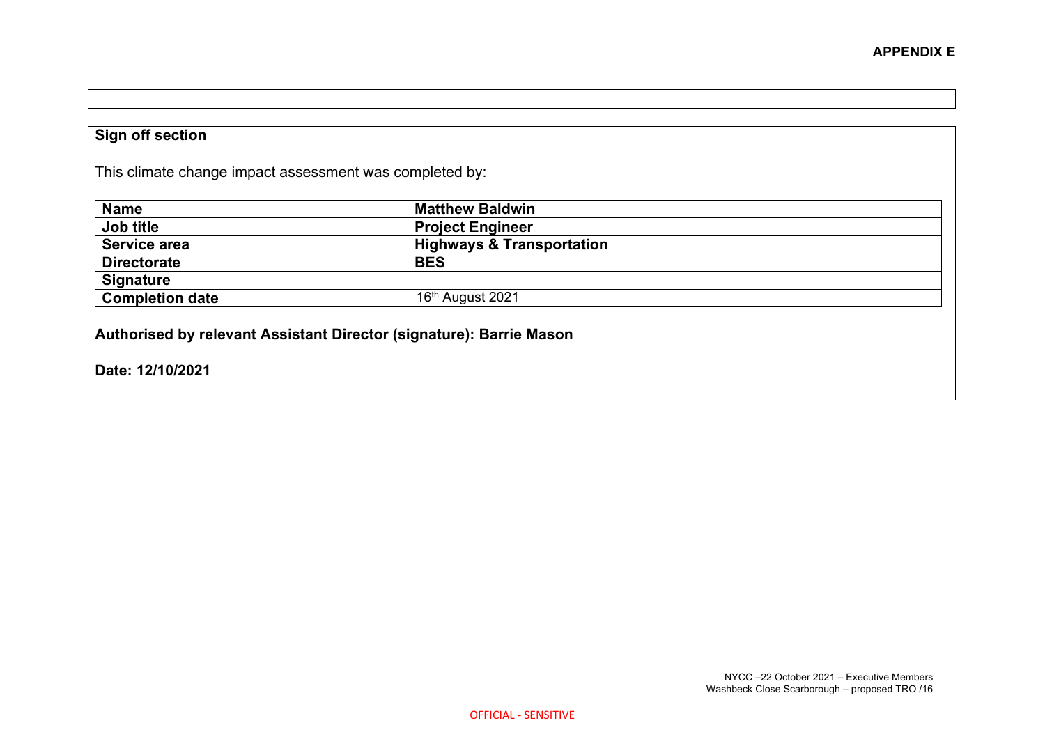**APPENDIX E**

**Sign off section**

This climate change impact assessment was completed by:

| | |
|---|---|
| **Name** | **Matthew Baldwin** |
| **Job title** | **Project Engineer** |
| **Service area** | **Highways & Transportation** |
| **Directorate** | **BES** |
| **Signature** | |
| **Completion date** | 16th August 2021 |

**Authorised by relevant Assistant Director (signature): Barrie Mason**

**Date: 12/10/2021**

NYCC –22 October 2021 – Executive Members
Washbeck Close Scarborough – proposed TRO /16

OFFICIAL - SENSITIVE